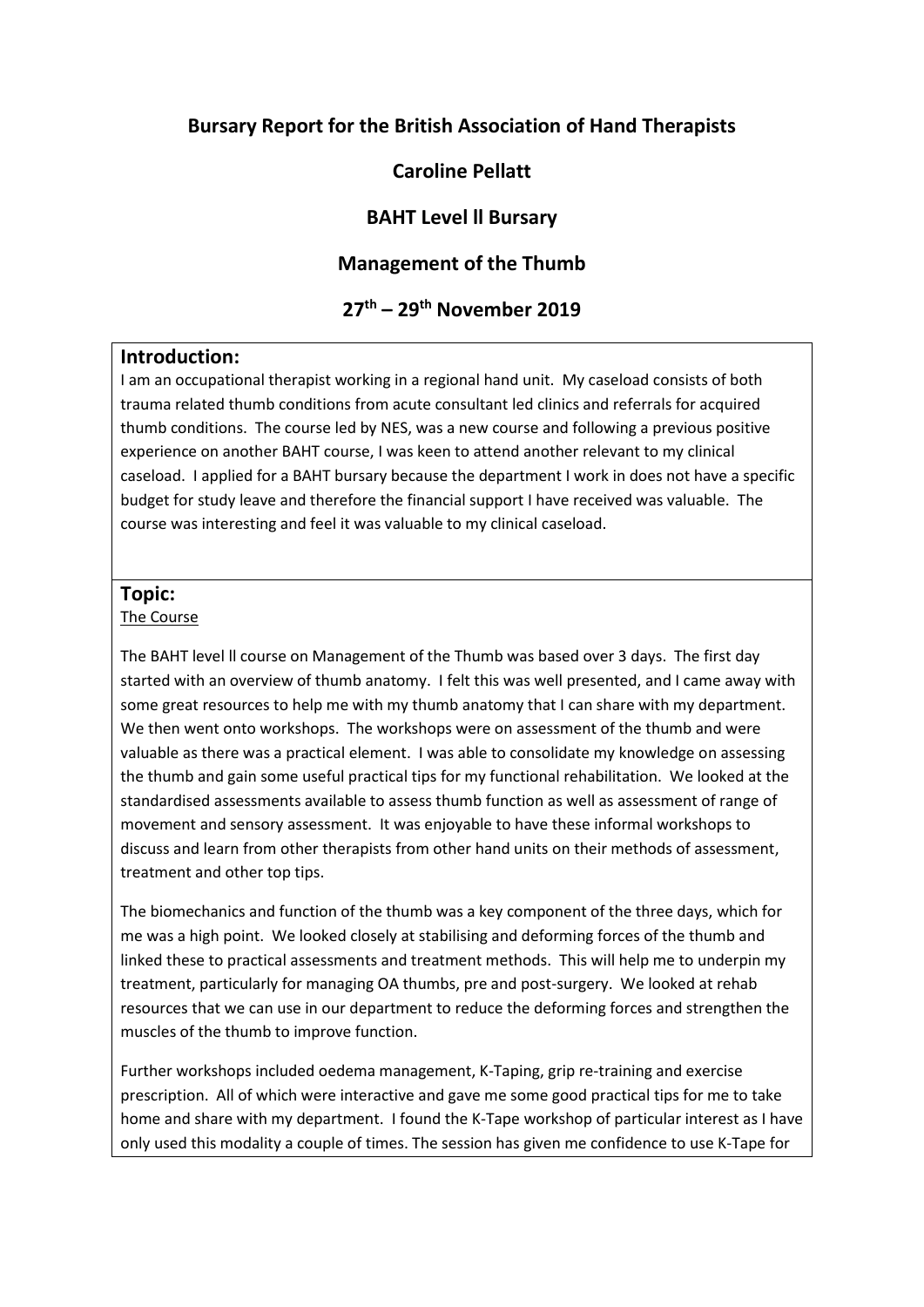## Bursary Report for the British Association of Hand Therapists

## Caroline Pellatt

## BAHT Level ll Bursary

## Management of the Thumb

## 27th – 29th November 2019

### Introduction:

I am an occupational therapist working in a regional hand unit. My caseload consists of both trauma related thumb conditions from acute consultant led clinics and referrals for acquired thumb conditions. The course led by NES, was a new course and following a previous positive experience on another BAHT course, I was keen to attend another relevant to my clinical caseload. I applied for a BAHT bursary because the department I work in does not have a specific budget for study leave and therefore the financial support I have received was valuable. The course was interesting and feel it was valuable to my clinical caseload.

### Topic:

The Course

The BAHT level ll course on Management of the Thumb was based over 3 days. The first day started with an overview of thumb anatomy. I felt this was well presented, and I came away with some great resources to help me with my thumb anatomy that I can share with my department. We then went onto workshops. The workshops were on assessment of the thumb and were valuable as there was a practical element. I was able to consolidate my knowledge on assessing the thumb and gain some useful practical tips for my functional rehabilitation. We looked at the standardised assessments available to assess thumb function as well as assessment of range of movement and sensory assessment. It was enjoyable to have these informal workshops to discuss and learn from other therapists from other hand units on their methods of assessment, treatment and other top tips.

The biomechanics and function of the thumb was a key component of the three days, which for me was a high point. We looked closely at stabilising and deforming forces of the thumb and linked these to practical assessments and treatment methods. This will help me to underpin my treatment, particularly for managing OA thumbs, pre and post-surgery. We looked at rehab resources that we can use in our department to reduce the deforming forces and strengthen the muscles of the thumb to improve function.

Further workshops included oedema management, K-Taping, grip re-training and exercise prescription. All of which were interactive and gave me some good practical tips for me to take home and share with my department. I found the K-Tape workshop of particular interest as I have only used this modality a couple of times. The session has given me confidence to use K-Tape for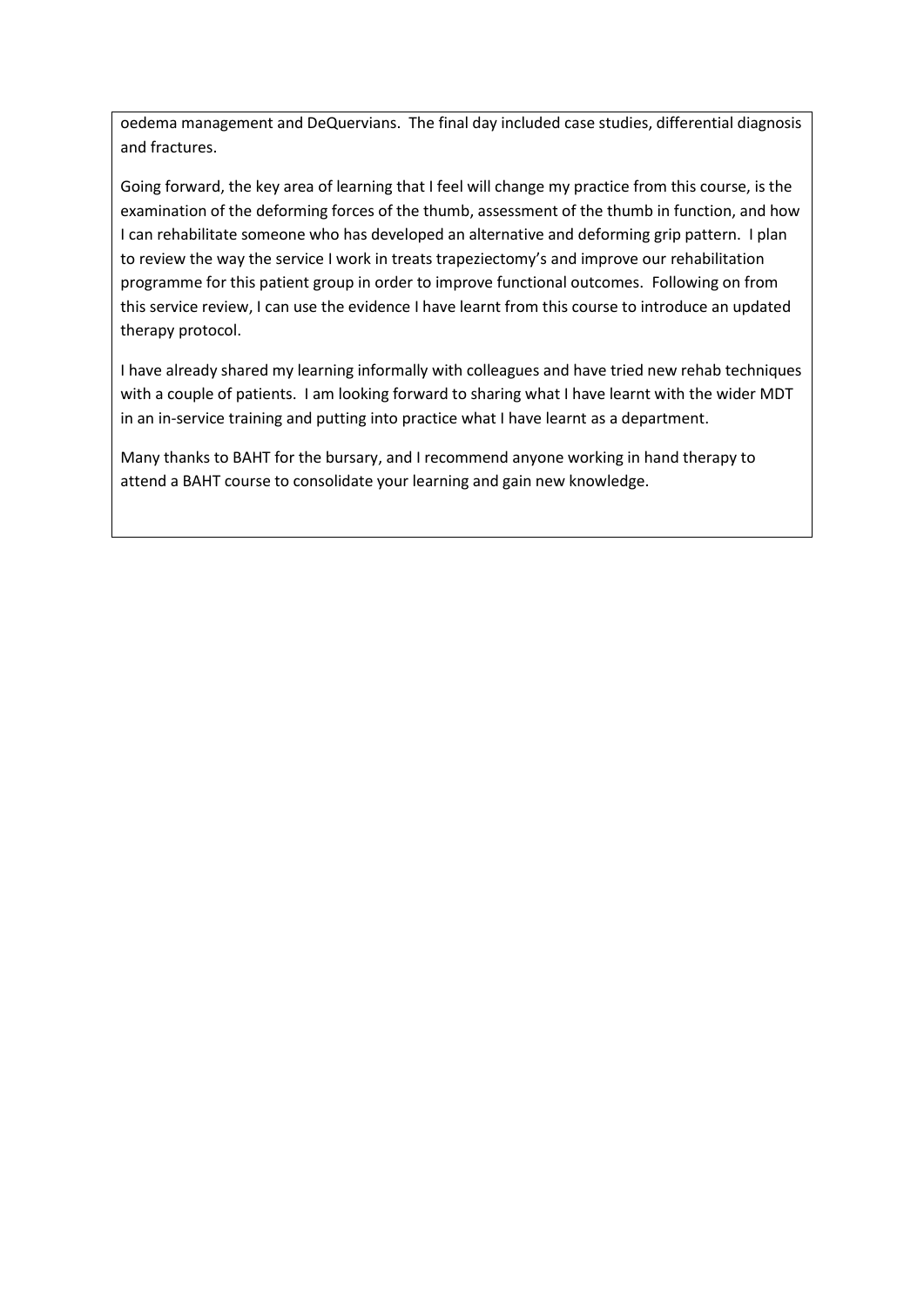oedema management and DeQuervians. The final day included case studies, differential diagnosis and fractures.

Going forward, the key area of learning that I feel will change my practice from this course, is the examination of the deforming forces of the thumb, assessment of the thumb in function, and how I can rehabilitate someone who has developed an alternative and deforming grip pattern. I plan to review the way the service I work in treats trapeziectomy's and improve our rehabilitation programme for this patient group in order to improve functional outcomes. Following on from this service review, I can use the evidence I have learnt from this course to introduce an updated therapy protocol.

I have already shared my learning informally with colleagues and have tried new rehab techniques with a couple of patients. I am looking forward to sharing what I have learnt with the wider MDT in an in-service training and putting into practice what I have learnt as a department.

Many thanks to BAHT for the bursary, and I recommend anyone working in hand therapy to attend a BAHT course to consolidate your learning and gain new knowledge.